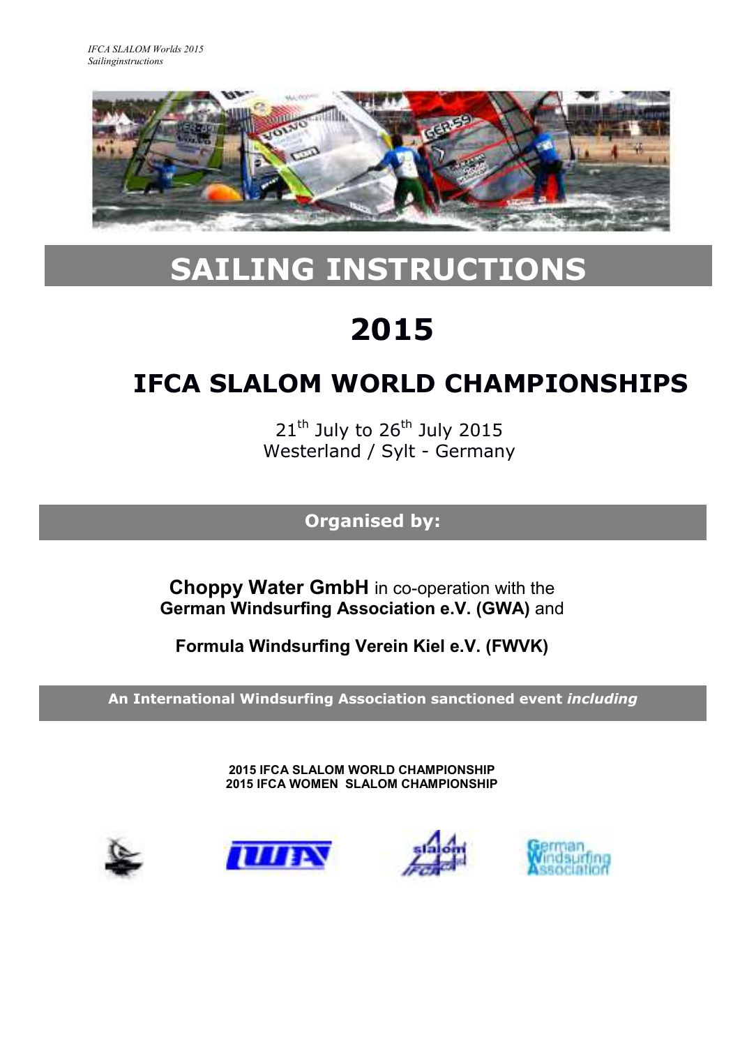# SAILING INSTRUCTIONS

# 2015

## IFCA SLALOM WORLD CHAMPIONSHIPS

21th July to 26th July 2015
Westerland / Sylt - Germany

**Organised by:**

**Choppy Water GmbH** in co-operation with the **German Windsurfing Association e.V. (GWA)** and

**Formula Windsurfing Verein Kiel e.V. (FWVK)**

**An International Windsurfing Association sanctioned event *including***

**2015 IFCA SLALOM WORLD CHAMPIONSHIP**
**2015 IFCA WOMEN SLALOM CHAMPIONSHIP**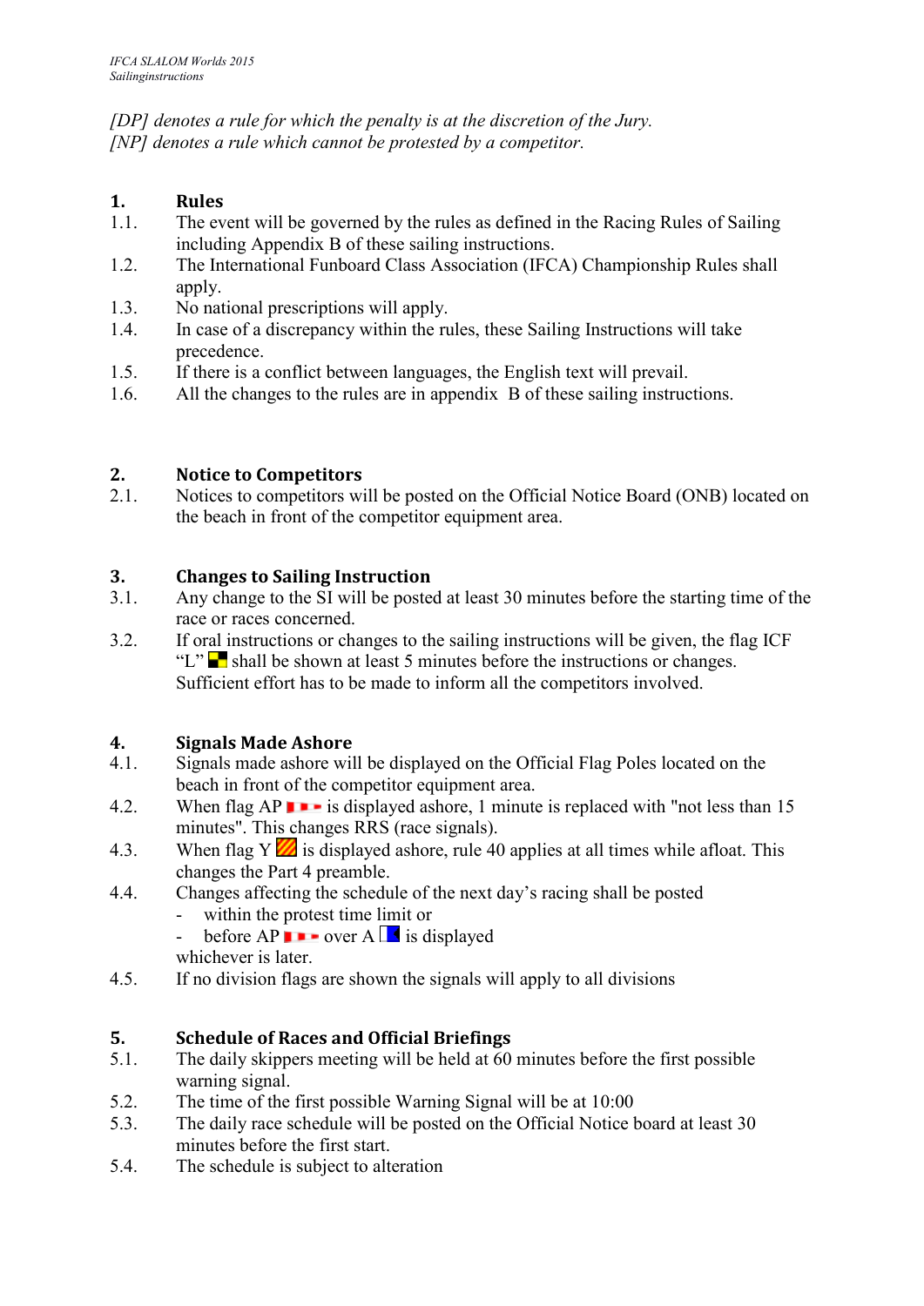*[DP] denotes a rule for which the penalty is at the discretion of the Jury.*
*[NP] denotes a rule which cannot be protested by a competitor.*

## 1. Rules

1.1. The event will be governed by the rules as defined in the Racing Rules of Sailing including Appendix B of these sailing instructions.
1.2. The International Funboard Class Association (IFCA) Championship Rules shall apply.
1.3. No national prescriptions will apply.
1.4. In case of a discrepancy within the rules, these Sailing Instructions will take precedence.
1.5. If there is a conflict between languages, the English text will prevail.
1.6. All the changes to the rules are in appendix B of these sailing instructions.

## 2. Notice to Competitors

2.1. Notices to competitors will be posted on the Official Notice Board (ONB) located on the beach in front of the competitor equipment area.

## 3. Changes to Sailing Instruction

3.1. Any change to the SI will be posted at least 30 minutes before the starting time of the race or races concerned.
3.2. If oral instructions or changes to the sailing instructions will be given, the flag ICF "L" shall be shown at least 5 minutes before the instructions or changes. Sufficient effort has to be made to inform all the competitors involved.

## 4. Signals Made Ashore

4.1. Signals made ashore will be displayed on the Official Flag Poles located on the beach in front of the competitor equipment area.
4.2. When flag AP is displayed ashore, 1 minute is replaced with "not less than 15 minutes". This changes RRS (race signals).
4.3. When flag Y is displayed ashore, rule 40 applies at all times while afloat. This changes the Part 4 preamble.
4.4. Changes affecting the schedule of the next day's racing shall be posted
- within the protest time limit or
- before AP over A is displayed

whichever is later.
4.5. If no division flags are shown the signals will apply to all divisions

## 5. Schedule of Races and Official Briefings

5.1. The daily skippers meeting will be held at 60 minutes before the first possible warning signal.
5.2. The time of the first possible Warning Signal will be at 10:00
5.3. The daily race schedule will be posted on the Official Notice board at least 30 minutes before the first start.
5.4. The schedule is subject to alteration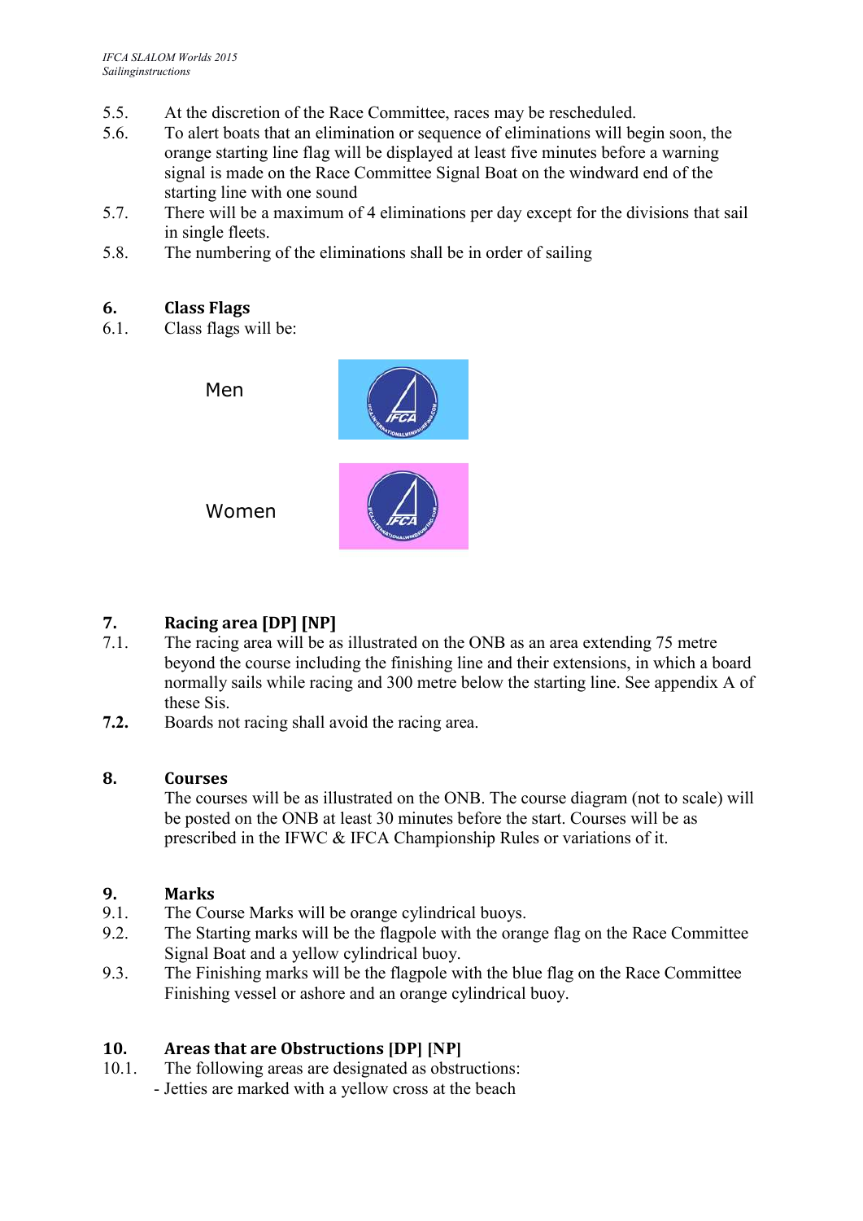5.5. At the discretion of the Race Committee, races may be rescheduled.

5.6. To alert boats that an elimination or sequence of eliminations will begin soon, the orange starting line flag will be displayed at least five minutes before a warning signal is made on the Race Committee Signal Boat on the windward end of the starting line with one sound

5.7. There will be a maximum of 4 eliminations per day except for the divisions that sail in single fleets.

5.8. The numbering of the eliminations shall be in order of sailing

## 6. Class Flags

6.1. Class flags will be:

Men

Women

## 7. Racing area [DP] [NP]

7.1. The racing area will be as illustrated on the ONB as an area extending 75 metre beyond the course including the finishing line and their extensions, in which a board normally sails while racing and 300 metre below the starting line. See appendix A of these Sis.

**7.2.** Boards not racing shall avoid the racing area.

## 8. Courses

The courses will be as illustrated on the ONB. The course diagram (not to scale) will be posted on the ONB at least 30 minutes before the start. Courses will be as prescribed in the IFWC & IFCA Championship Rules or variations of it.

## 9. Marks

9.1. The Course Marks will be orange cylindrical buoys.

9.2. The Starting marks will be the flagpole with the orange flag on the Race Committee Signal Boat and a yellow cylindrical buoy.

9.3. The Finishing marks will be the flagpole with the blue flag on the Race Committee Finishing vessel or ashore and an orange cylindrical buoy.

## 10. Areas that are Obstructions [DP] [NP]

10.1. The following areas are designated as obstructions:

- Jetties are marked with a yellow cross at the beach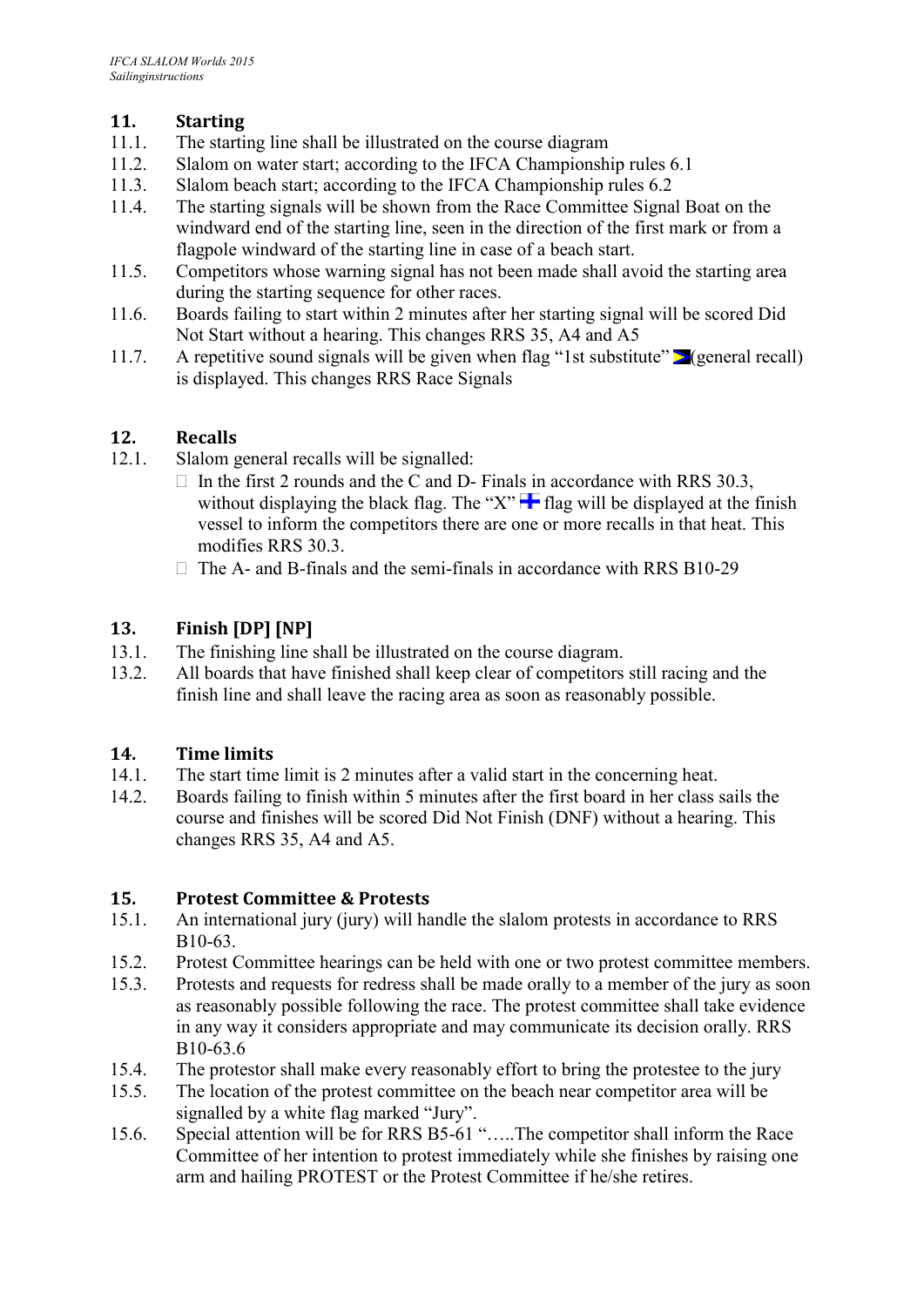## 11. Starting

11.1. The starting line shall be illustrated on the course diagram

11.2. Slalom on water start; according to the IFCA Championship rules 6.1

11.3. Slalom beach start; according to the IFCA Championship rules 6.2

11.4. The starting signals will be shown from the Race Committee Signal Boat on the windward end of the starting line, seen in the direction of the first mark or from a flagpole windward of the starting line in case of a beach start.

11.5. Competitors whose warning signal has not been made shall avoid the starting area during the starting sequence for other races.

11.6. Boards failing to start within 2 minutes after her starting signal will be scored Did Not Start without a hearing. This changes RRS 35, A4 and A5

11.7. A repetitive sound signals will be given when flag "1st substitute" (general recall) is displayed. This changes RRS Race Signals

## 12. Recalls

12.1. Slalom general recalls will be signalled:

- In the first 2 rounds and the C and D- Finals in accordance with RRS 30.3, without displaying the black flag. The "X" flag will be displayed at the finish vessel to inform the competitors there are one or more recalls in that heat. This modifies RRS 30.3.
- The A- and B-finals and the semi-finals in accordance with RRS B10-29

## 13. Finish [DP] [NP]

13.1. The finishing line shall be illustrated on the course diagram.

13.2. All boards that have finished shall keep clear of competitors still racing and the finish line and shall leave the racing area as soon as reasonably possible.

## 14. Time limits

14.1. The start time limit is 2 minutes after a valid start in the concerning heat.

14.2. Boards failing to finish within 5 minutes after the first board in her class sails the course and finishes will be scored Did Not Finish (DNF) without a hearing. This changes RRS 35, A4 and A5.

## 15. Protest Committee & Protests

15.1. An international jury (jury) will handle the slalom protests in accordance to RRS B10-63.

15.2. Protest Committee hearings can be held with one or two protest committee members.

15.3. Protests and requests for redress shall be made orally to a member of the jury as soon as reasonably possible following the race. The protest committee shall take evidence in any way it considers appropriate and may communicate its decision orally. RRS B10-63.6

15.4. The protestor shall make every reasonably effort to bring the protestee to the jury

15.5. The location of the protest committee on the beach near competitor area will be signalled by a white flag marked "Jury".

15.6. Special attention will be for RRS B5-61 "…..The competitor shall inform the Race Committee of her intention to protest immediately while she finishes by raising one arm and hailing PROTEST or the Protest Committee if he/she retires.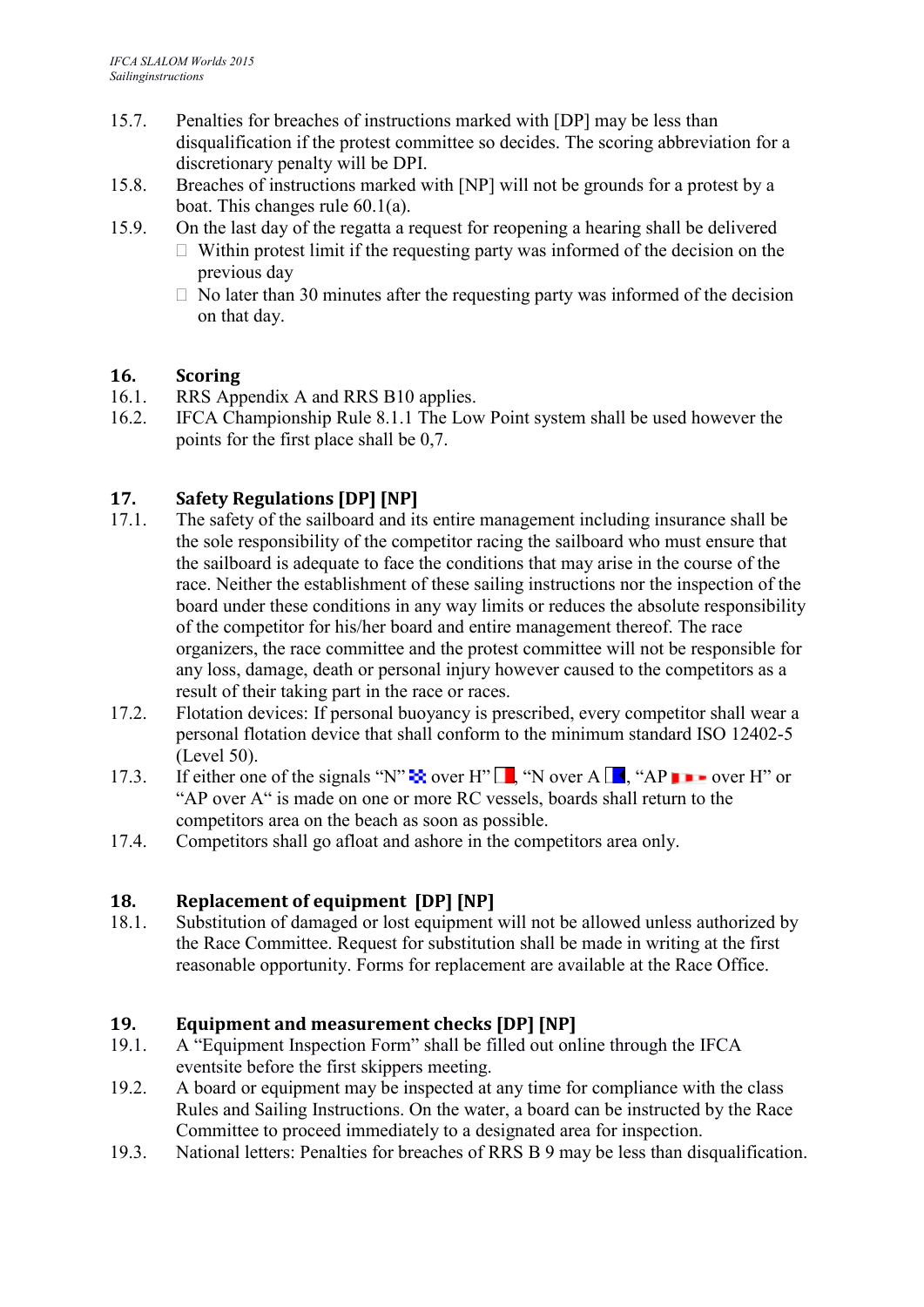15.7. Penalties for breaches of instructions marked with [DP] may be less than disqualification if the protest committee so decides. The scoring abbreviation for a discretionary penalty will be DPI.

15.8. Breaches of instructions marked with [NP] will not be grounds for a protest by a boat. This changes rule 60.1(a).

15.9. On the last day of the regatta a request for reopening a hearing shall be delivered

- Within protest limit if the requesting party was informed of the decision on the previous day
- No later than 30 minutes after the requesting party was informed of the decision on that day.

## 16. Scoring

16.1. RRS Appendix A and RRS B10 applies.

16.2. IFCA Championship Rule 8.1.1 The Low Point system shall be used however the points for the first place shall be 0,7.

## 17. Safety Regulations [DP] [NP]

17.1. The safety of the sailboard and its entire management including insurance shall be the sole responsibility of the competitor racing the sailboard who must ensure that the sailboard is adequate to face the conditions that may arise in the course of the race. Neither the establishment of these sailing instructions nor the inspection of the board under these conditions in any way limits or reduces the absolute responsibility of the competitor for his/her board and entire management thereof. The race organizers, the race committee and the protest committee will not be responsible for any loss, damage, death or personal injury however caused to the competitors as a result of their taking part in the race or races.

17.2. Flotation devices: If personal buoyancy is prescribed, every competitor shall wear a personal flotation device that shall conform to the minimum standard ISO 12402-5 (Level 50).

17.3. If either one of the signals "N" over H", "N over A, "AP over H" or "AP over A" is made on one or more RC vessels, boards shall return to the competitors area on the beach as soon as possible.

17.4. Competitors shall go afloat and ashore in the competitors area only.

## 18. Replacement of equipment [DP] [NP]

18.1. Substitution of damaged or lost equipment will not be allowed unless authorized by the Race Committee. Request for substitution shall be made in writing at the first reasonable opportunity. Forms for replacement are available at the Race Office.

## 19. Equipment and measurement checks [DP] [NP]

19.1. A "Equipment Inspection Form" shall be filled out online through the IFCA eventsite before the first skippers meeting.

19.2. A board or equipment may be inspected at any time for compliance with the class Rules and Sailing Instructions. On the water, a board can be instructed by the Race Committee to proceed immediately to a designated area for inspection.

19.3. National letters: Penalties for breaches of RRS B 9 may be less than disqualification.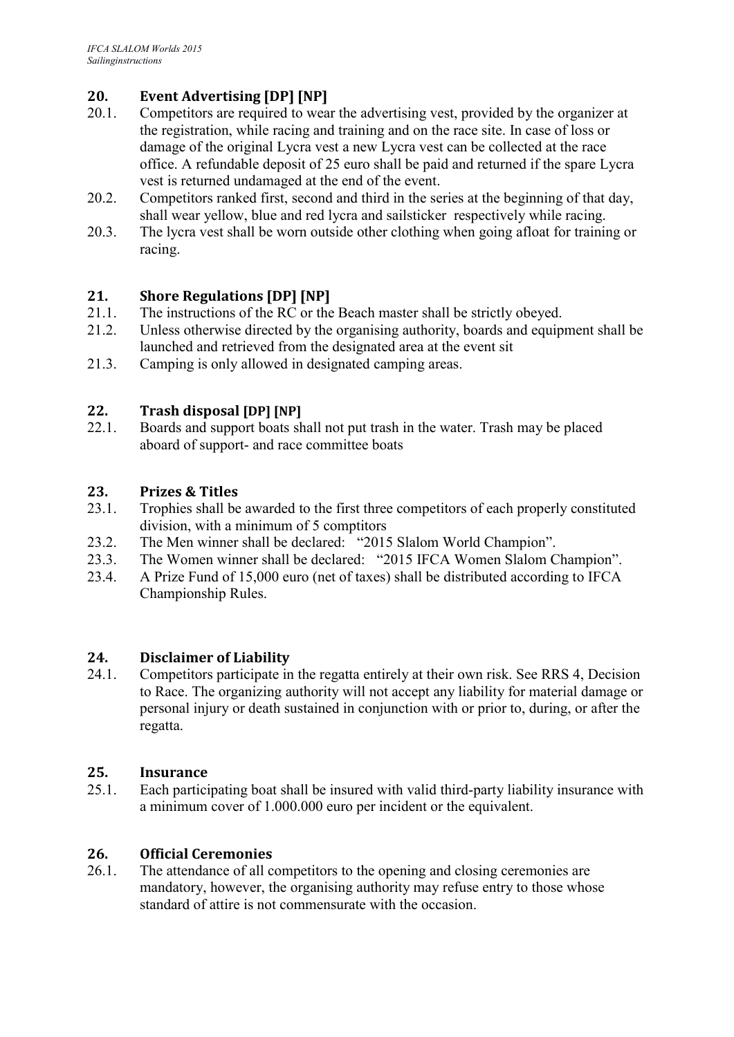## 20. Event Advertising [DP] [NP]

20.1. Competitors are required to wear the advertising vest, provided by the organizer at the registration, while racing and training and on the race site. In case of loss or damage of the original Lycra vest a new Lycra vest can be collected at the race office. A refundable deposit of 25 euro shall be paid and returned if the spare Lycra vest is returned undamaged at the end of the event.

20.2. Competitors ranked first, second and third in the series at the beginning of that day, shall wear yellow, blue and red lycra and sailsticker respectively while racing.

20.3. The lycra vest shall be worn outside other clothing when going afloat for training or racing.

## 21. Shore Regulations [DP] [NP]

21.1. The instructions of the RC or the Beach master shall be strictly obeyed.

21.2. Unless otherwise directed by the organising authority, boards and equipment shall be launched and retrieved from the designated area at the event sit

21.3. Camping is only allowed in designated camping areas.

## 22. Trash disposal [DP] [NP]

22.1. Boards and support boats shall not put trash in the water. Trash may be placed aboard of support- and race committee boats

## 23. Prizes & Titles

23.1. Trophies shall be awarded to the first three competitors of each properly constituted division, with a minimum of 5 comptitors

23.2. The Men winner shall be declared: "2015 Slalom World Champion".

23.3. The Women winner shall be declared: "2015 IFCA Women Slalom Champion".

23.4. A Prize Fund of 15,000 euro (net of taxes) shall be distributed according to IFCA Championship Rules.

## 24. Disclaimer of Liability

24.1. Competitors participate in the regatta entirely at their own risk. See RRS 4, Decision to Race. The organizing authority will not accept any liability for material damage or personal injury or death sustained in conjunction with or prior to, during, or after the regatta.

## 25. Insurance

25.1. Each participating boat shall be insured with valid third-party liability insurance with a minimum cover of 1.000.000 euro per incident or the equivalent.

## 26. Official Ceremonies

26.1. The attendance of all competitors to the opening and closing ceremonies are mandatory, however, the organising authority may refuse entry to those whose standard of attire is not commensurate with the occasion.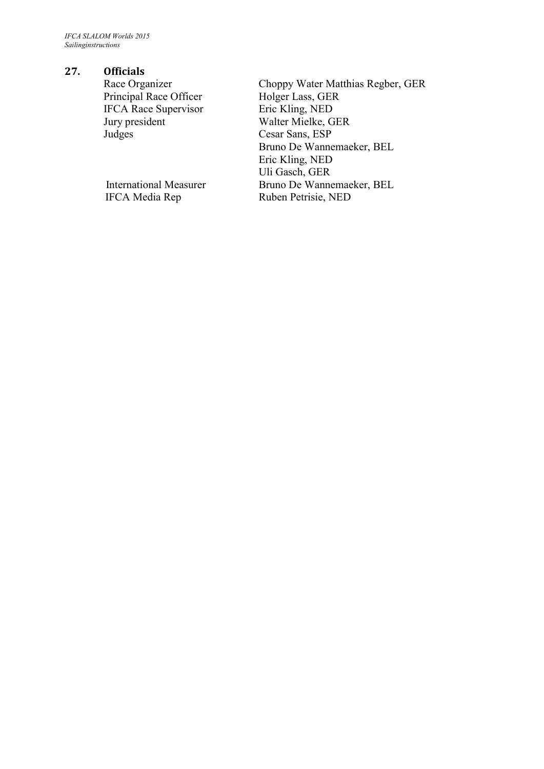## 27. Officials

| | |
|---|---|
| Race Organizer | Choppy Water Matthias Regber, GER |
| Principal Race Officer | Holger Lass, GER |
| IFCA Race Supervisor | Eric Kling, NED |
| Jury president | Walter Mielke, GER |
| Judges | Cesar Sans, ESP |
| | Bruno De Wannemaeker, BEL |
| | Eric Kling, NED |
| | Uli Gasch, GER |
| International Measurer | Bruno De Wannemaeker, BEL |
| IFCA Media Rep | Ruben Petrisie, NED |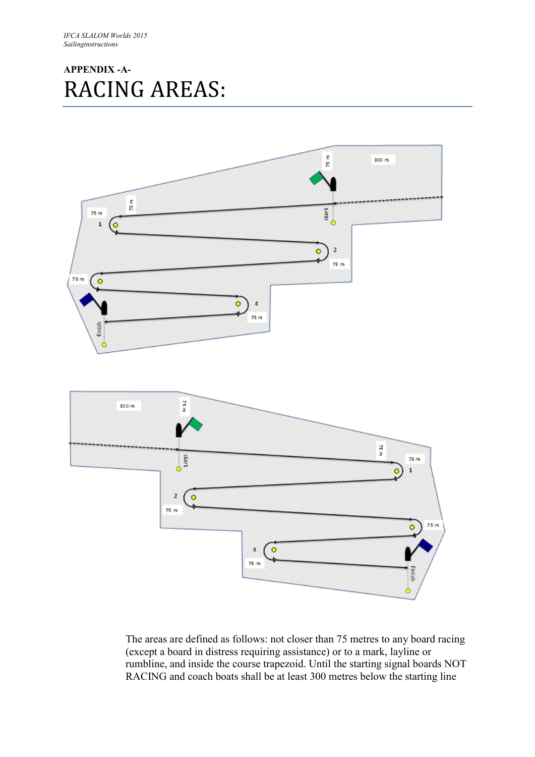## APPENDIX -A-

# RACING AREAS:

The areas are defined as follows: not closer than 75 metres to any board racing (except a board in distress requiring assistance) or to a mark, layline or rumbline, and inside the course trapezoid. Until the starting signal boards NOT RACING and coach boats shall be at least 300 metres below the starting line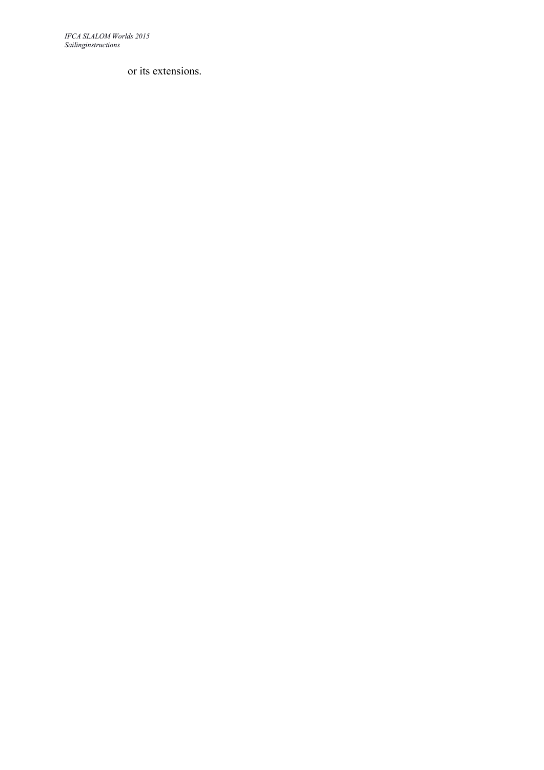or its extensions.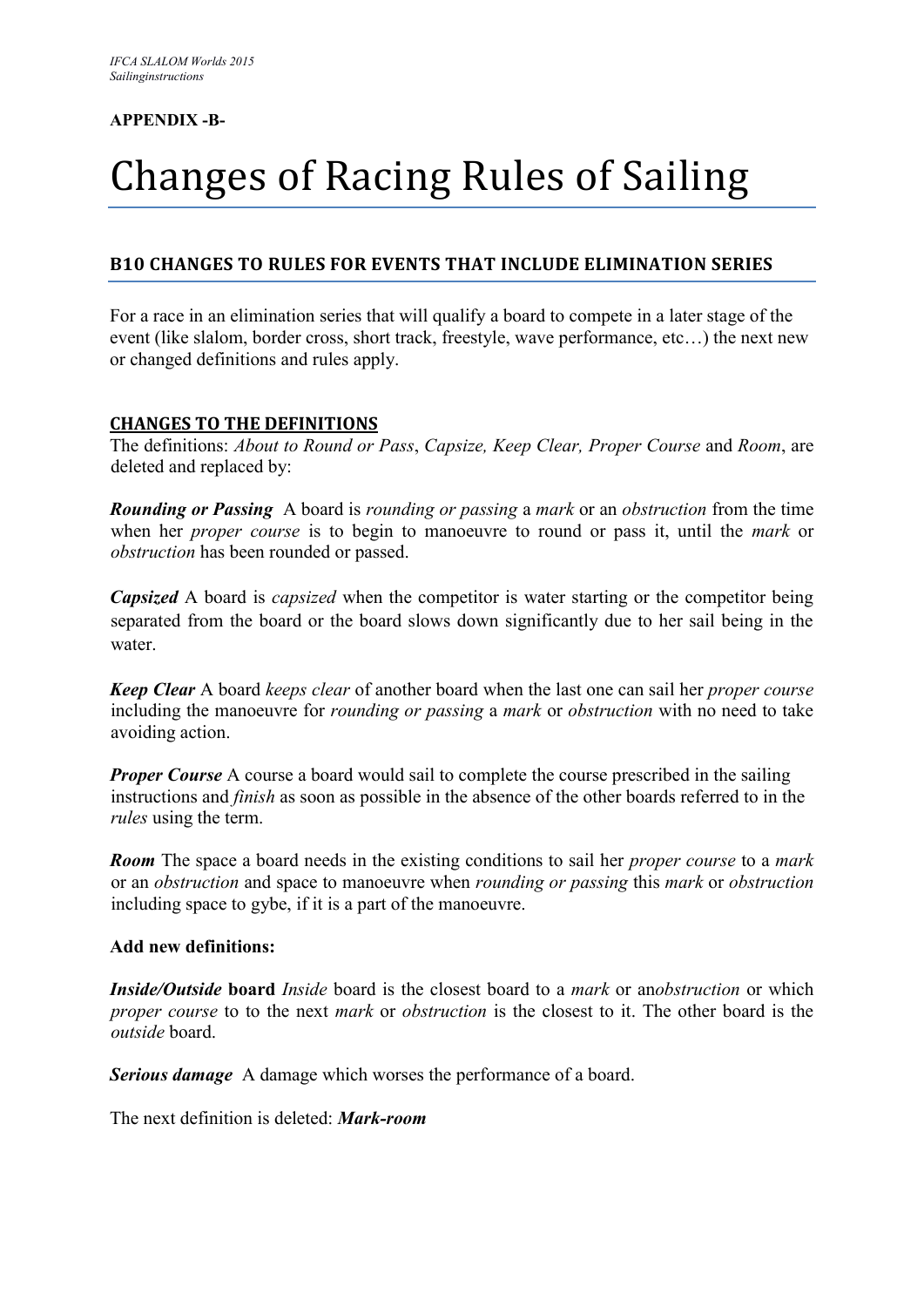**APPENDIX -B-**

# Changes of Racing Rules of Sailing

## B10 CHANGES TO RULES FOR EVENTS THAT INCLUDE ELIMINATION SERIES

For a race in an elimination series that will qualify a board to compete in a later stage of the event (like slalom, border cross, short track, freestyle, wave performance, etc…) the next new or changed definitions and rules apply.

### CHANGES TO THE DEFINITIONS

The definitions: *About to Round or Pass*, *Capsize, Keep Clear, Proper Course* and *Room*, are deleted and replaced by:

***Rounding or Passing*** A board is *rounding or passing* a *mark* or an *obstruction* from the time when her *proper course* is to begin to manoeuvre to round or pass it, until the *mark* or *obstruction* has been rounded or passed.

***Capsized*** A board is *capsized* when the competitor is water starting or the competitor being separated from the board or the board slows down significantly due to her sail being in the water.

***Keep Clear*** A board *keeps clear* of another board when the last one can sail her *proper course* including the manoeuvre for *rounding or passing* a *mark* or *obstruction* with no need to take avoiding action.

***Proper Course*** A course a board would sail to complete the course prescribed in the sailing instructions and *finish* as soon as possible in the absence of the other boards referred to in the *rules* using the term.

***Room*** The space a board needs in the existing conditions to sail her *proper course* to a *mark* or an *obstruction* and space to manoeuvre when *rounding or passing* this *mark* or *obstruction* including space to gybe, if it is a part of the manoeuvre.

**Add new definitions:**

***Inside/Outside* board** *Inside* board is the closest board to a *mark* or an*obstruction* or which *proper course* to to the next *mark* or *obstruction* is the closest to it. The other board is the *outside* board.

***Serious damage*** A damage which worses the performance of a board.

The next definition is deleted: ***Mark-room***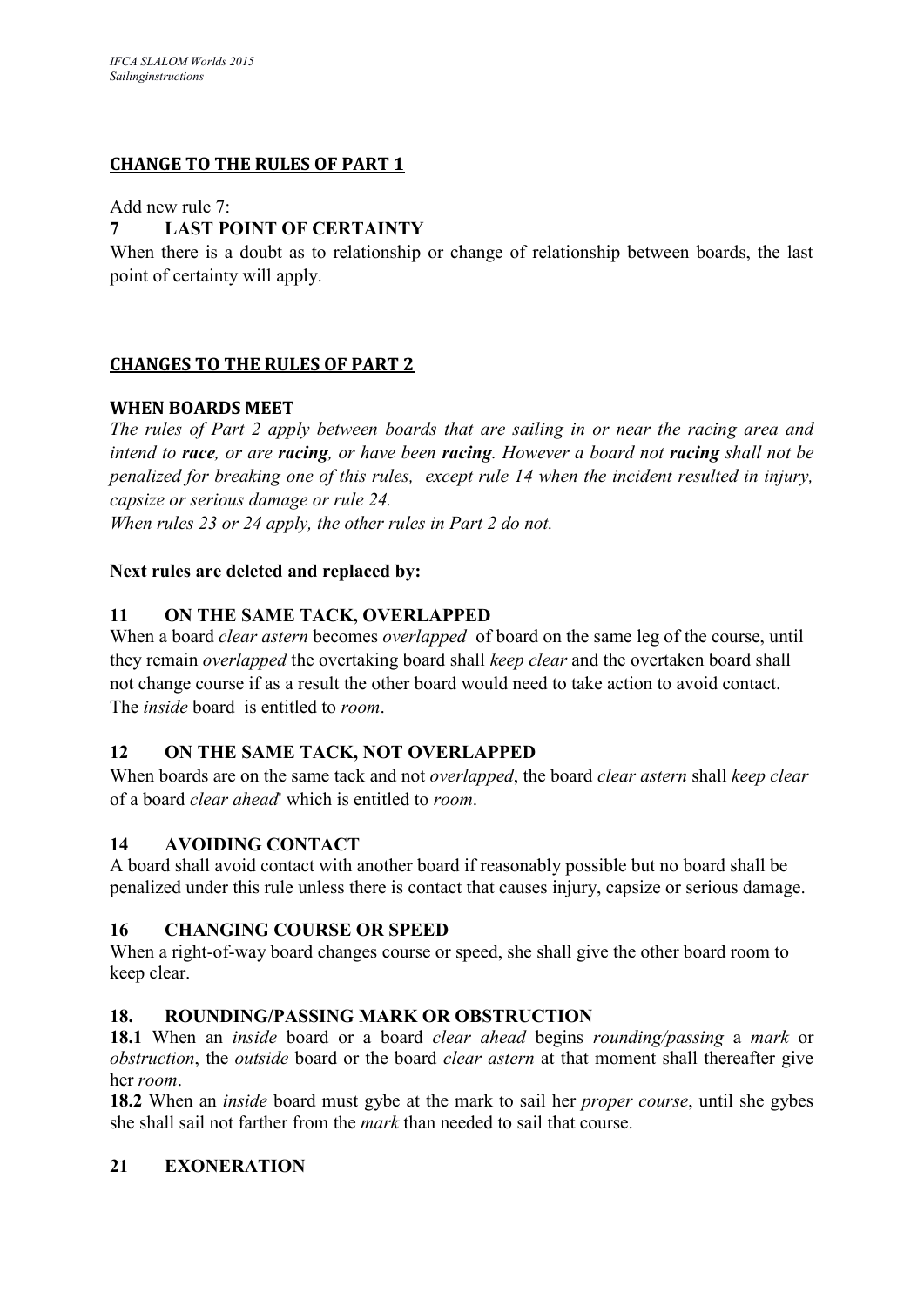## CHANGE TO THE RULES OF PART 1

Add new rule 7:

### 7 LAST POINT OF CERTAINTY

When there is a doubt as to relationship or change of relationship between boards, the last point of certainty will apply.

## CHANGES TO THE RULES OF PART 2

### WHEN BOARDS MEET

*The rules of Part 2 apply between boards that are sailing in or near the racing area and intend to **race**, or are **racing**, or have been **racing**. However a board not **racing** shall not be penalized for breaking one of this rules, except rule 14 when the incident resulted in injury, capsize or serious damage or rule 24.*

*When rules 23 or 24 apply, the other rules in Part 2 do not.*

**Next rules are deleted and replaced by:**

### 11 ON THE SAME TACK, OVERLAPPED

When a board *clear astern* becomes *overlapped* of board on the same leg of the course, until they remain *overlapped* the overtaking board shall *keep clear* and the overtaken board shall not change course if as a result the other board would need to take action to avoid contact. The *inside* board is entitled to *room*.

### 12 ON THE SAME TACK, NOT OVERLAPPED

When boards are on the same tack and not *overlapped*, the board *clear astern* shall *keep clear* of a board *clear ahead*' which is entitled to *room*.

### 14 AVOIDING CONTACT

A board shall avoid contact with another board if reasonably possible but no board shall be penalized under this rule unless there is contact that causes injury, capsize or serious damage.

### 16 CHANGING COURSE OR SPEED

When a right-of-way board changes course or speed, she shall give the other board room to keep clear.

### 18. ROUNDING/PASSING MARK OR OBSTRUCTION

**18.1** When an *inside* board or a board *clear ahead* begins *rounding/passing* a *mark* or *obstruction*, the *outside* board or the board *clear astern* at that moment shall thereafter give her *room*.

**18.2** When an *inside* board must gybe at the mark to sail her *proper course*, until she gybes she shall sail not farther from the *mark* than needed to sail that course.

### 21 EXONERATION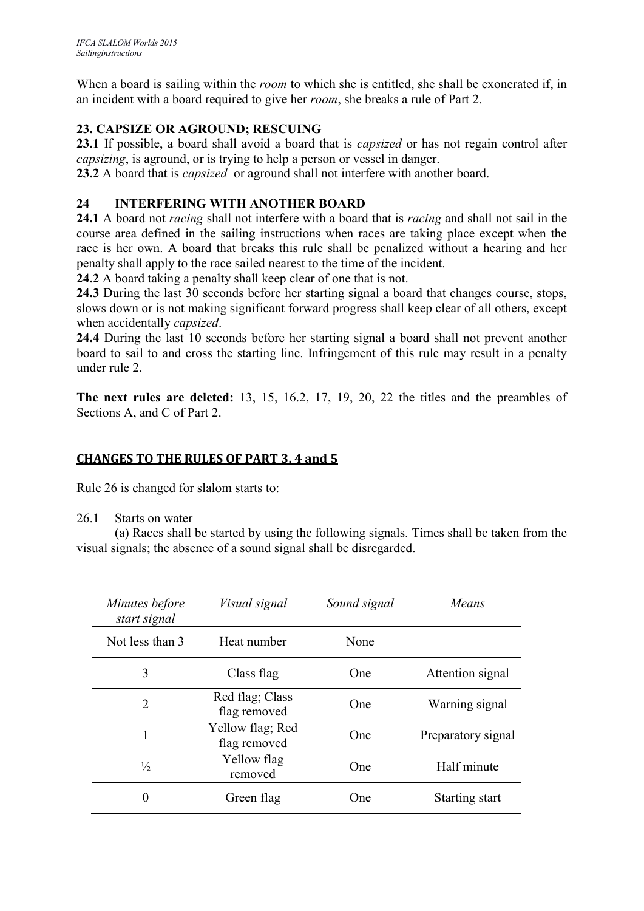When a board is sailing within the *room* to which she is entitled, she shall be exonerated if, in an incident with a board required to give her *room*, she breaks a rule of Part 2.

### 23. CAPSIZE OR AGROUND; RESCUING

**23.1** If possible, a board shall avoid a board that is *capsized* or has not regain control after *capsizing*, is aground, or is trying to help a person or vessel in danger.
**23.2** A board that is *capsized* or aground shall not interfere with another board.

### 24 INTERFERING WITH ANOTHER BOARD

**24.1** A board not *racing* shall not interfere with a board that is *racing* and shall not sail in the course area defined in the sailing instructions when races are taking place except when the race is her own. A board that breaks this rule shall be penalized without a hearing and her penalty shall apply to the race sailed nearest to the time of the incident.
**24.2** A board taking a penalty shall keep clear of one that is not.
**24.3** During the last 30 seconds before her starting signal a board that changes course, stops, slows down or is not making significant forward progress shall keep clear of all others, except when accidentally *capsized*.
**24.4** During the last 10 seconds before her starting signal a board shall not prevent another board to sail to and cross the starting line. Infringement of this rule may result in a penalty under rule 2.

**The next rules are deleted:** 13, 15, 16.2, 17, 19, 20, 22 the titles and the preambles of Sections A, and C of Part 2.

## CHANGES TO THE RULES OF PART 3, 4 and 5

Rule 26 is changed for slalom starts to:

26.1 Starts on water

(a) Races shall be started by using the following signals. Times shall be taken from the visual signals; the absence of a sound signal shall be disregarded.

| *Minutes before start signal* | *Visual signal* | *Sound signal* | *Means* |
|---|---|---|---|
| Not less than 3 | Heat number | None | |
| 3 | Class flag | One | Attention signal |
| 2 | Red flag; Class flag removed | One | Warning signal |
| 1 | Yellow flag; Red flag removed | One | Preparatory signal |
| ½ | Yellow flag removed | One | Half minute |
| 0 | Green flag | One | Starting start |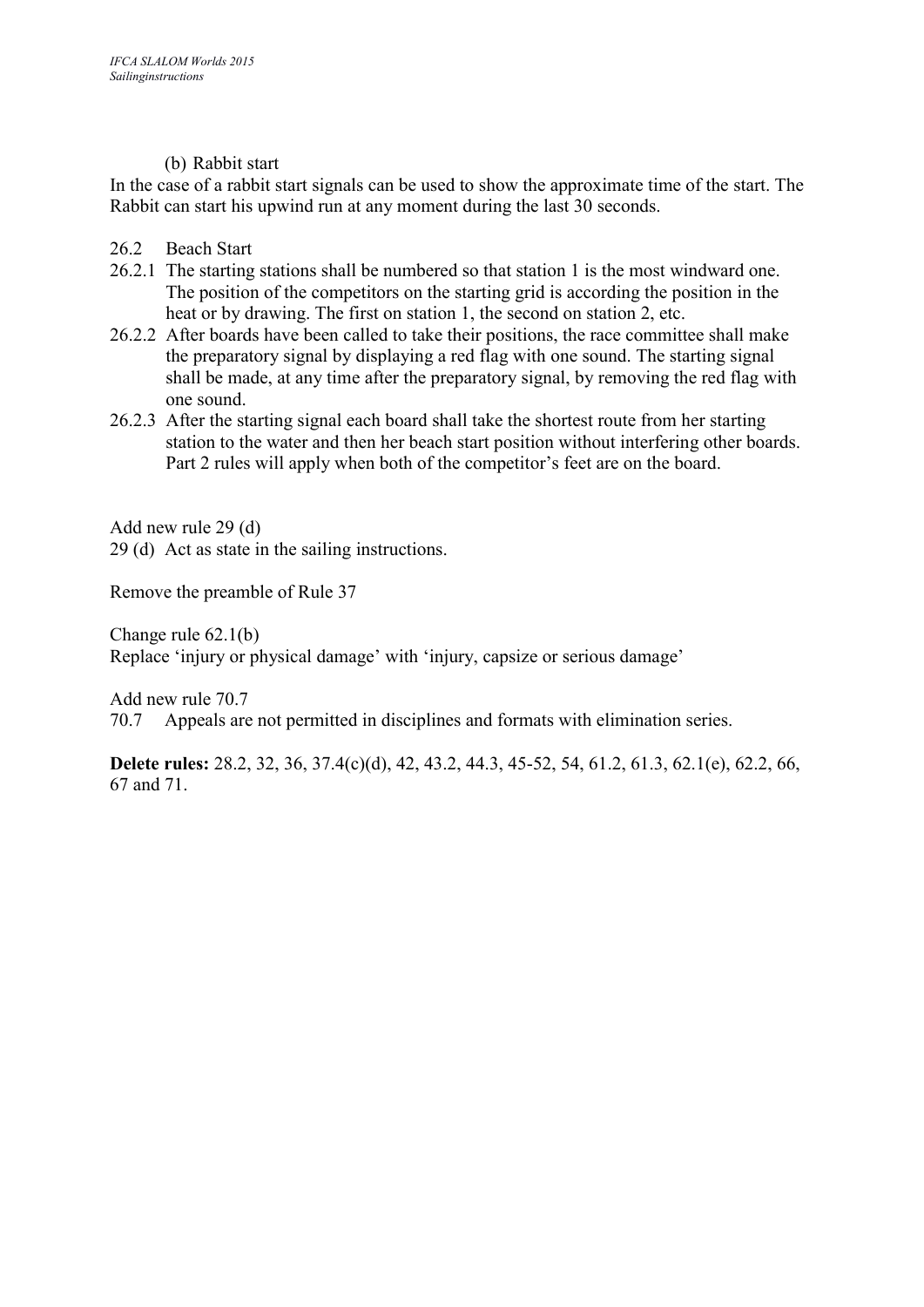(b) Rabbit start

In the case of a rabbit start signals can be used to show the approximate time of the start. The Rabbit can start his upwind run at any moment during the last 30 seconds.

26.2 Beach Start

26.2.1 The starting stations shall be numbered so that station 1 is the most windward one. The position of the competitors on the starting grid is according the position in the heat or by drawing. The first on station 1, the second on station 2, etc.

26.2.2 After boards have been called to take their positions, the race committee shall make the preparatory signal by displaying a red flag with one sound. The starting signal shall be made, at any time after the preparatory signal, by removing the red flag with one sound.

26.2.3 After the starting signal each board shall take the shortest route from her starting station to the water and then her beach start position without interfering other boards. Part 2 rules will apply when both of the competitor's feet are on the board.

Add new rule 29 (d)

29 (d) Act as state in the sailing instructions.

Remove the preamble of Rule 37

Change rule 62.1(b)

Replace 'injury or physical damage' with 'injury, capsize or serious damage'

Add new rule 70.7

70.7 Appeals are not permitted in disciplines and formats with elimination series.

**Delete rules:** 28.2, 32, 36, 37.4(c)(d), 42, 43.2, 44.3, 45-52, 54, 61.2, 61.3, 62.1(e), 62.2, 66, 67 and 71.